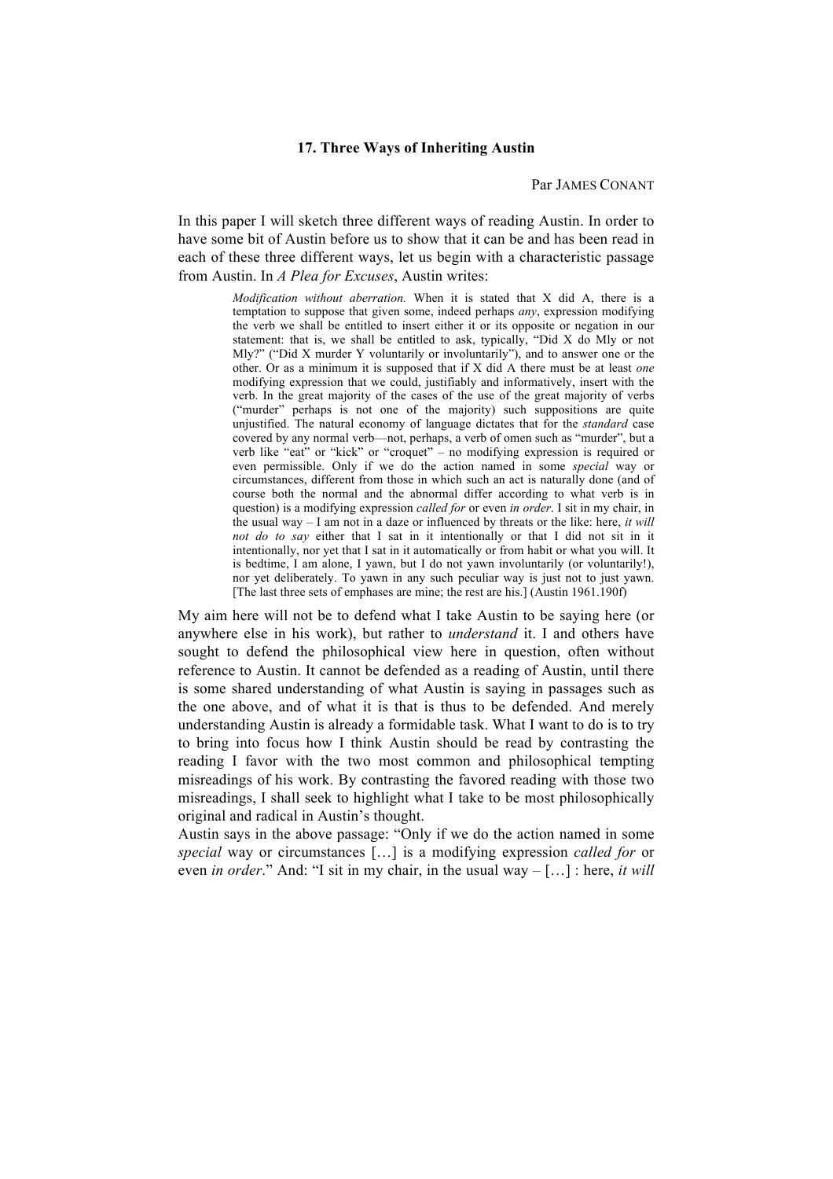### 17. Three Ways of Inheriting Austin

Par JAMES CONANT

In this paper I will sketch three different ways of reading Austin. In order to have some bit of Austin before us to show that it can be and has been read in each of these three different ways, let us begin with a characteristic passage from Austin. In *A Plea for Excuses*, Austin writes:

> *Modification without aberration.* When it is stated that X did A, there is a temptation to suppose that given some, indeed perhaps *any*, expression modifying the verb we shall be entitled to insert either it or its opposite or negation in our statement: that is, we shall be entitled to ask, typically, "Did X do Mly or not Mly?" ("Did X murder Y voluntarily or involuntarily"), and to answer one or the other. Or as a minimum it is supposed that if X did A there must be at least *one* modifying expression that we could, justifiably and informatively, insert with the verb. In the great majority of the cases of the use of the great majority of verbs ("murder" perhaps is not one of the majority) such suppositions are quite unjustified. The natural economy of language dictates that for the *standard* case covered by any normal verb—not, perhaps, a verb of omen such as "murder", but a verb like "eat" or "kick" or "croquet" – no modifying expression is required or even permissible. Only if we do the action named in some *special* way or circumstances, different from those in which such an act is naturally done (and of course both the normal and the abnormal differ according to what verb is in question) is a modifying expression *called for* or even *in order*. I sit in my chair, in the usual way – I am not in a daze or influenced by threats or the like: here, *it will not do to say* either that I sat in it intentionally or that I did not sit in it intentionally, nor yet that I sat in it automatically or from habit or what you will. It is bedtime, I am alone, I yawn, but I do not yawn involuntarily (or voluntarily!), nor yet deliberately. To yawn in any such peculiar way is just not to just yawn. [The last three sets of emphases are mine; the rest are his.] (Austin 1961.190f)

My aim here will not be to defend what I take Austin to be saying here (or anywhere else in his work), but rather to *understand* it. I and others have sought to defend the philosophical view here in question, often without reference to Austin. It cannot be defended as a reading of Austin, until there is some shared understanding of what Austin is saying in passages such as the one above, and of what it is that is thus to be defended. And merely understanding Austin is already a formidable task. What I want to do is to try to bring into focus how I think Austin should be read by contrasting the reading I favor with the two most common and philosophical tempting misreadings of his work. By contrasting the favored reading with those two misreadings, I shall seek to highlight what I take to be most philosophically original and radical in Austin's thought.

Austin says in the above passage: "Only if we do the action named in some *special* way or circumstances […] is a modifying expression *called for* or even *in order*." And: "I sit in my chair, in the usual way – […] : here, *it will*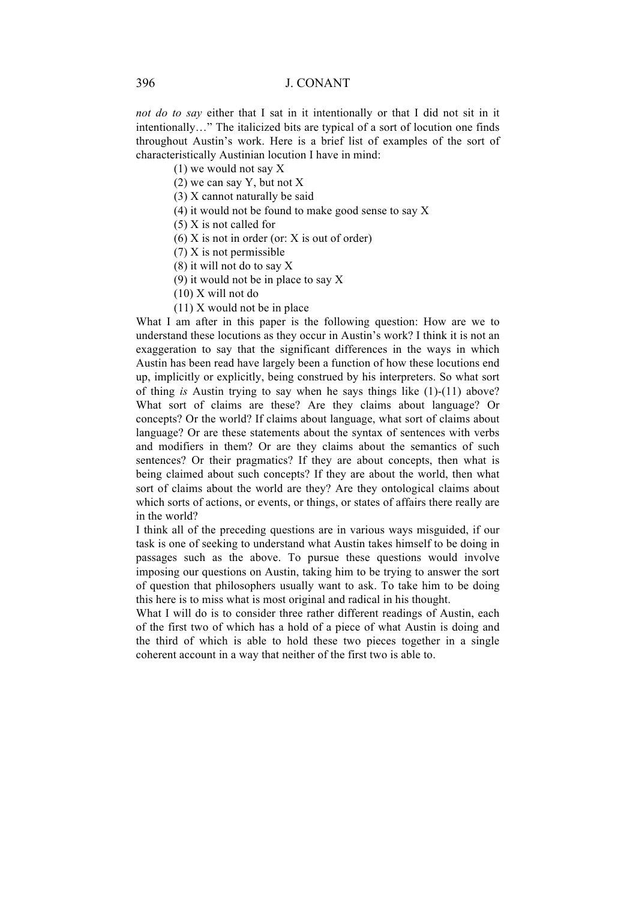*not do to say* either that I sat in it intentionally or that I did not sit in it intentionally…" The italicized bits are typical of a sort of locution one finds throughout Austin's work. Here is a brief list of examples of the sort of characteristically Austinian locution I have in mind:

(1) we would not say X
(2) we can say Y, but not X
(3) X cannot naturally be said
(4) it would not be found to make good sense to say X
(5) X is not called for
(6) X is not in order (or: X is out of order)
(7) X is not permissible
(8) it will not do to say X
(9) it would not be in place to say X
(10) X will not do
(11) X would not be in place

What I am after in this paper is the following question: How are we to understand these locutions as they occur in Austin's work? I think it is not an exaggeration to say that the significant differences in the ways in which Austin has been read have largely been a function of how these locutions end up, implicitly or explicitly, being construed by his interpreters. So what sort of thing *is* Austin trying to say when he says things like (1)-(11) above? What sort of claims are these? Are they claims about language? Or concepts? Or the world? If claims about language, what sort of claims about language? Or are these statements about the syntax of sentences with verbs and modifiers in them? Or are they claims about the semantics of such sentences? Or their pragmatics? If they are about concepts, then what is being claimed about such concepts? If they are about the world, then what sort of claims about the world are they? Are they ontological claims about which sorts of actions, or events, or things, or states of affairs there really are in the world?

I think all of the preceding questions are in various ways misguided, if our task is one of seeking to understand what Austin takes himself to be doing in passages such as the above. To pursue these questions would involve imposing our questions on Austin, taking him to be trying to answer the sort of question that philosophers usually want to ask. To take him to be doing this here is to miss what is most original and radical in his thought.

What I will do is to consider three rather different readings of Austin, each of the first two of which has a hold of a piece of what Austin is doing and the third of which is able to hold these two pieces together in a single coherent account in a way that neither of the first two is able to.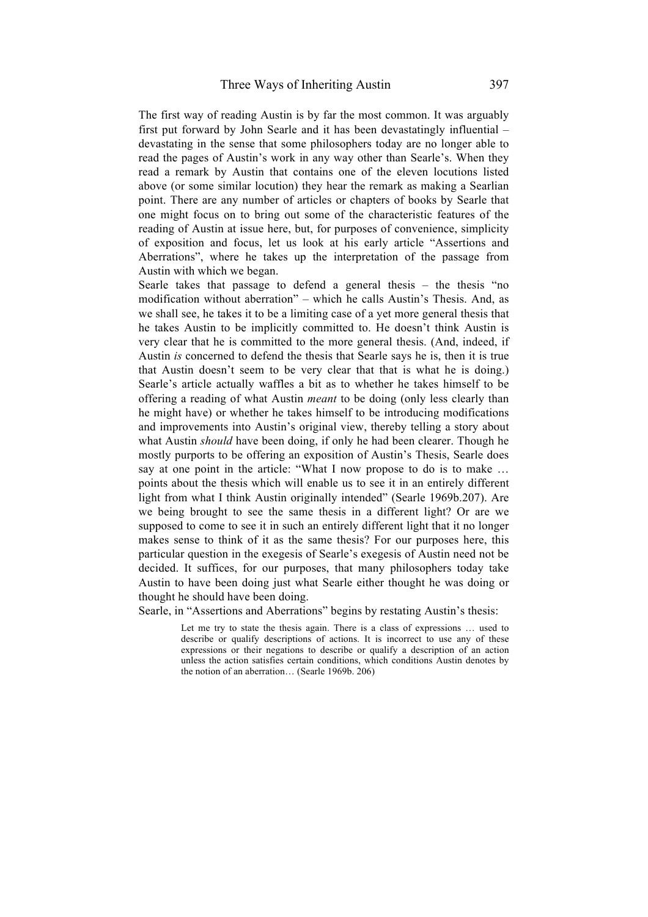The first way of reading Austin is by far the most common. It was arguably first put forward by John Searle and it has been devastatingly influential – devastating in the sense that some philosophers today are no longer able to read the pages of Austin's work in any way other than Searle's. When they read a remark by Austin that contains one of the eleven locutions listed above (or some similar locution) they hear the remark as making a Searlian point. There are any number of articles or chapters of books by Searle that one might focus on to bring out some of the characteristic features of the reading of Austin at issue here, but, for purposes of convenience, simplicity of exposition and focus, let us look at his early article "Assertions and Aberrations", where he takes up the interpretation of the passage from Austin with which we began.

Searle takes that passage to defend a general thesis – the thesis "no modification without aberration" – which he calls Austin's Thesis. And, as we shall see, he takes it to be a limiting case of a yet more general thesis that he takes Austin to be implicitly committed to. He doesn't think Austin is very clear that he is committed to the more general thesis. (And, indeed, if Austin *is* concerned to defend the thesis that Searle says he is, then it is true that Austin doesn't seem to be very clear that that is what he is doing.) Searle's article actually waffles a bit as to whether he takes himself to be offering a reading of what Austin *meant* to be doing (only less clearly than he might have) or whether he takes himself to be introducing modifications and improvements into Austin's original view, thereby telling a story about what Austin *should* have been doing, if only he had been clearer. Though he mostly purports to be offering an exposition of Austin's Thesis, Searle does say at one point in the article: "What I now propose to do is to make … points about the thesis which will enable us to see it in an entirely different light from what I think Austin originally intended" (Searle 1969b.207). Are we being brought to see the same thesis in a different light? Or are we supposed to come to see it in such an entirely different light that it no longer makes sense to think of it as the same thesis? For our purposes here, this particular question in the exegesis of Searle's exegesis of Austin need not be decided. It suffices, for our purposes, that many philosophers today take Austin to have been doing just what Searle either thought he was doing or thought he should have been doing.

Searle, in "Assertions and Aberrations" begins by restating Austin's thesis:

> Let me try to state the thesis again. There is a class of expressions … used to describe or qualify descriptions of actions. It is incorrect to use any of these expressions or their negations to describe or qualify a description of an action unless the action satisfies certain conditions, which conditions Austin denotes by the notion of an aberration… (Searle 1969b. 206)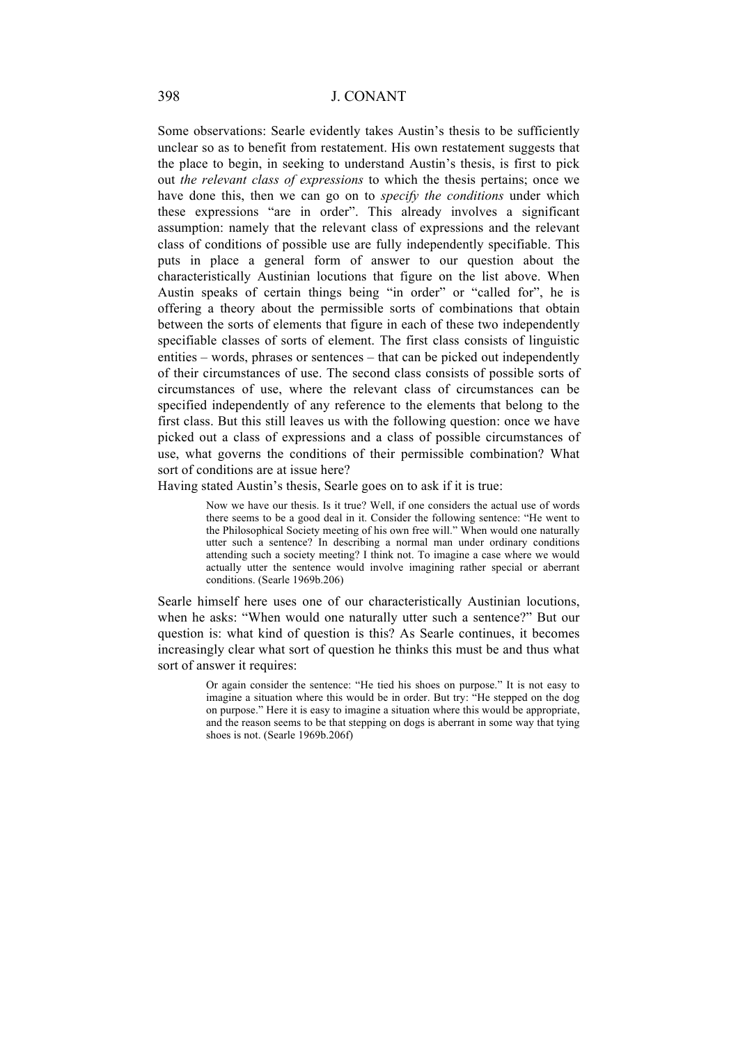Some observations: Searle evidently takes Austin's thesis to be sufficiently unclear so as to benefit from restatement. His own restatement suggests that the place to begin, in seeking to understand Austin's thesis, is first to pick out *the relevant class of expressions* to which the thesis pertains; once we have done this, then we can go on to *specify the conditions* under which these expressions "are in order". This already involves a significant assumption: namely that the relevant class of expressions and the relevant class of conditions of possible use are fully independently specifiable. This puts in place a general form of answer to our question about the characteristically Austinian locutions that figure on the list above. When Austin speaks of certain things being "in order" or "called for", he is offering a theory about the permissible sorts of combinations that obtain between the sorts of elements that figure in each of these two independently specifiable classes of sorts of element. The first class consists of linguistic entities – words, phrases or sentences – that can be picked out independently of their circumstances of use. The second class consists of possible sorts of circumstances of use, where the relevant class of circumstances can be specified independently of any reference to the elements that belong to the first class. But this still leaves us with the following question: once we have picked out a class of expressions and a class of possible circumstances of use, what governs the conditions of their permissible combination? What sort of conditions are at issue here?

Having stated Austin's thesis, Searle goes on to ask if it is true:

> Now we have our thesis. Is it true? Well, if one considers the actual use of words there seems to be a good deal in it. Consider the following sentence: "He went to the Philosophical Society meeting of his own free will." When would one naturally utter such a sentence? In describing a normal man under ordinary conditions attending such a society meeting? I think not. To imagine a case where we would actually utter the sentence would involve imagining rather special or aberrant conditions. (Searle 1969b.206)

Searle himself here uses one of our characteristically Austinian locutions, when he asks: "When would one naturally utter such a sentence?" But our question is: what kind of question is this? As Searle continues, it becomes increasingly clear what sort of question he thinks this must be and thus what sort of answer it requires:

> Or again consider the sentence: "He tied his shoes on purpose." It is not easy to imagine a situation where this would be in order. But try: "He stepped on the dog on purpose." Here it is easy to imagine a situation where this would be appropriate, and the reason seems to be that stepping on dogs is aberrant in some way that tying shoes is not. (Searle 1969b.206f)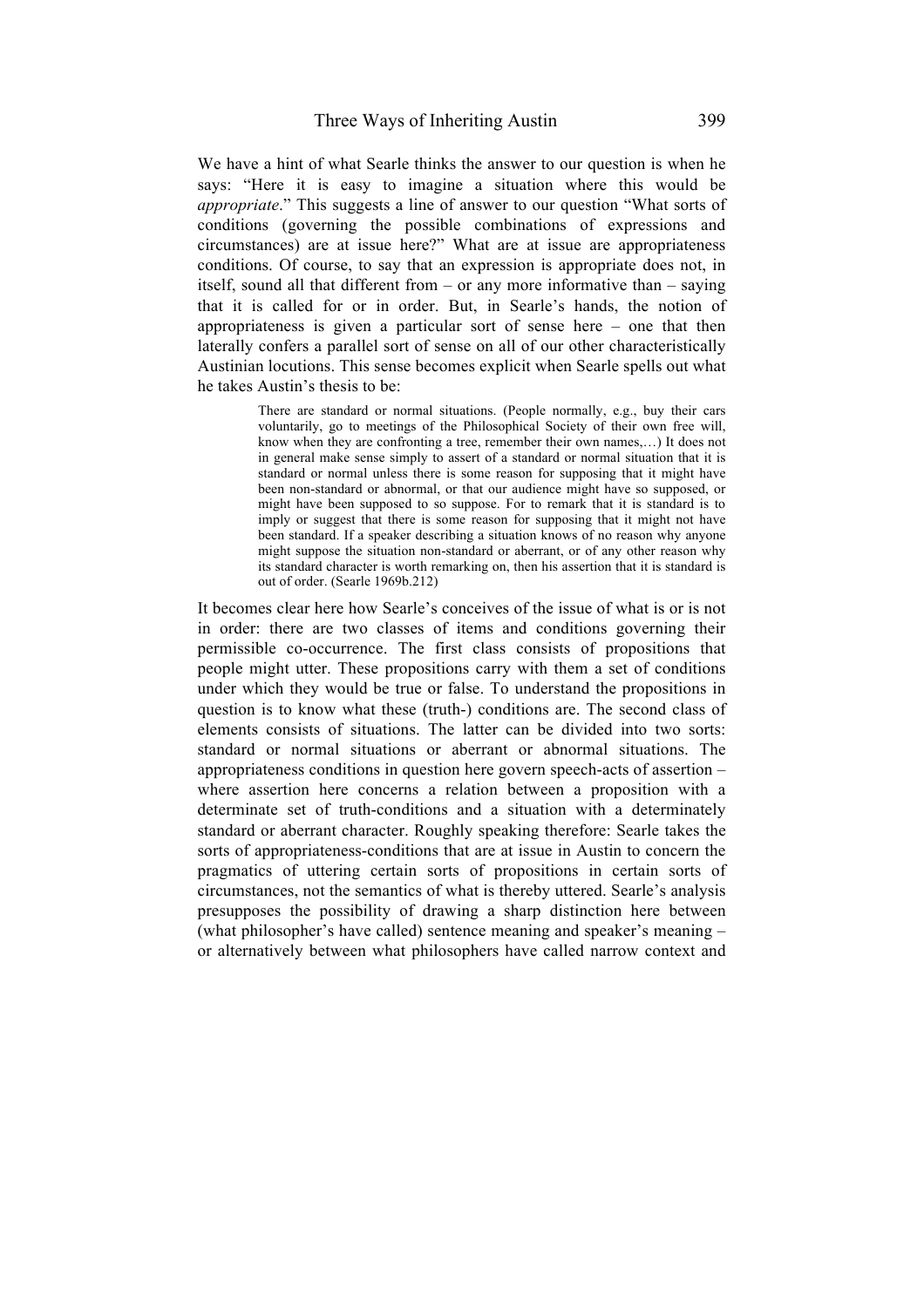We have a hint of what Searle thinks the answer to our question is when he says: "Here it is easy to imagine a situation where this would be *appropriate*." This suggests a line of answer to our question "What sorts of conditions (governing the possible combinations of expressions and circumstances) are at issue here?" What are at issue are appropriateness conditions. Of course, to say that an expression is appropriate does not, in itself, sound all that different from – or any more informative than – saying that it is called for or in order. But, in Searle's hands, the notion of appropriateness is given a particular sort of sense here – one that then laterally confers a parallel sort of sense on all of our other characteristically Austinian locutions. This sense becomes explicit when Searle spells out what he takes Austin's thesis to be:

> There are standard or normal situations. (People normally, e.g., buy their cars voluntarily, go to meetings of the Philosophical Society of their own free will, know when they are confronting a tree, remember their own names,…) It does not in general make sense simply to assert of a standard or normal situation that it is standard or normal unless there is some reason for supposing that it might have been non-standard or abnormal, or that our audience might have so supposed, or might have been supposed to so suppose. For to remark that it is standard is to imply or suggest that there is some reason for supposing that it might not have been standard. If a speaker describing a situation knows of no reason why anyone might suppose the situation non-standard or aberrant, or of any other reason why its standard character is worth remarking on, then his assertion that it is standard is out of order. (Searle 1969b.212)

It becomes clear here how Searle's conceives of the issue of what is or is not in order: there are two classes of items and conditions governing their permissible co-occurrence. The first class consists of propositions that people might utter. These propositions carry with them a set of conditions under which they would be true or false. To understand the propositions in question is to know what these (truth-) conditions are. The second class of elements consists of situations. The latter can be divided into two sorts: standard or normal situations or aberrant or abnormal situations. The appropriateness conditions in question here govern speech-acts of assertion – where assertion here concerns a relation between a proposition with a determinate set of truth-conditions and a situation with a determinately standard or aberrant character. Roughly speaking therefore: Searle takes the sorts of appropriateness-conditions that are at issue in Austin to concern the pragmatics of uttering certain sorts of propositions in certain sorts of circumstances, not the semantics of what is thereby uttered. Searle's analysis presupposes the possibility of drawing a sharp distinction here between (what philosopher's have called) sentence meaning and speaker's meaning – or alternatively between what philosophers have called narrow context and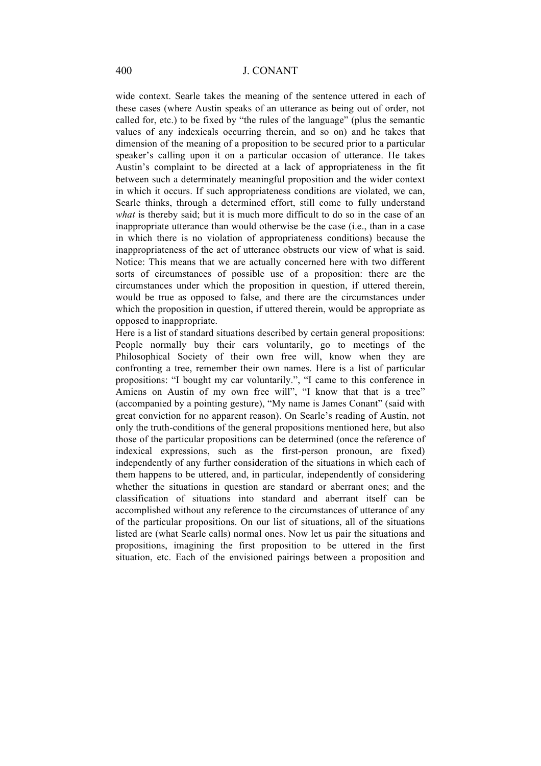wide context. Searle takes the meaning of the sentence uttered in each of these cases (where Austin speaks of an utterance as being out of order, not called for, etc.) to be fixed by "the rules of the language" (plus the semantic values of any indexicals occurring therein, and so on) and he takes that dimension of the meaning of a proposition to be secured prior to a particular speaker's calling upon it on a particular occasion of utterance. He takes Austin's complaint to be directed at a lack of appropriateness in the fit between such a determinately meaningful proposition and the wider context in which it occurs. If such appropriateness conditions are violated, we can, Searle thinks, through a determined effort, still come to fully understand *what* is thereby said; but it is much more difficult to do so in the case of an inappropriate utterance than would otherwise be the case (i.e., than in a case in which there is no violation of appropriateness conditions) because the inappropriateness of the act of utterance obstructs our view of what is said. Notice: This means that we are actually concerned here with two different sorts of circumstances of possible use of a proposition: there are the circumstances under which the proposition in question, if uttered therein, would be true as opposed to false, and there are the circumstances under which the proposition in question, if uttered therein, would be appropriate as opposed to inappropriate.

Here is a list of standard situations described by certain general propositions: People normally buy their cars voluntarily, go to meetings of the Philosophical Society of their own free will, know when they are confronting a tree, remember their own names. Here is a list of particular propositions: "I bought my car voluntarily.", "I came to this conference in Amiens on Austin of my own free will", "I know that that is a tree" (accompanied by a pointing gesture), "My name is James Conant" (said with great conviction for no apparent reason). On Searle's reading of Austin, not only the truth-conditions of the general propositions mentioned here, but also those of the particular propositions can be determined (once the reference of indexical expressions, such as the first-person pronoun, are fixed) independently of any further consideration of the situations in which each of them happens to be uttered, and, in particular, independently of considering whether the situations in question are standard or aberrant ones; and the classification of situations into standard and aberrant itself can be accomplished without any reference to the circumstances of utterance of any of the particular propositions. On our list of situations, all of the situations listed are (what Searle calls) normal ones. Now let us pair the situations and propositions, imagining the first proposition to be uttered in the first situation, etc. Each of the envisioned pairings between a proposition and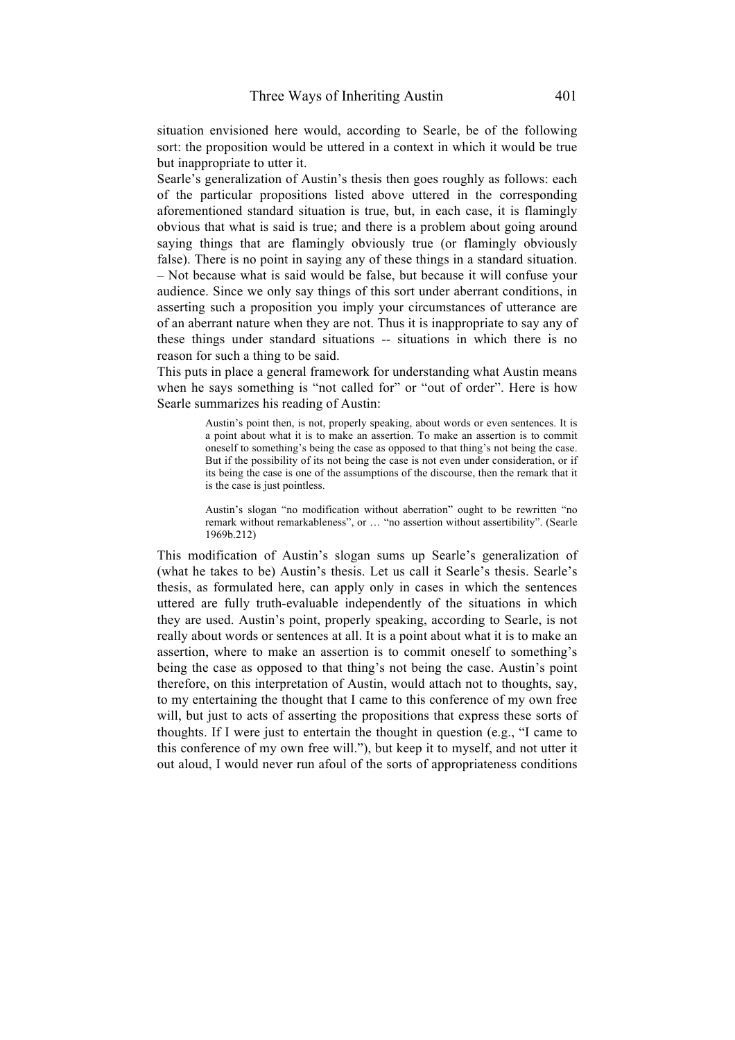situation envisioned here would, according to Searle, be of the following sort: the proposition would be uttered in a context in which it would be true but inappropriate to utter it.

Searle's generalization of Austin's thesis then goes roughly as follows: each of the particular propositions listed above uttered in the corresponding aforementioned standard situation is true, but, in each case, it is flamingly obvious that what is said is true; and there is a problem about going around saying things that are flamingly obviously true (or flamingly obviously false). There is no point in saying any of these things in a standard situation. – Not because what is said would be false, but because it will confuse your audience. Since we only say things of this sort under aberrant conditions, in asserting such a proposition you imply your circumstances of utterance are of an aberrant nature when they are not. Thus it is inappropriate to say any of these things under standard situations -- situations in which there is no reason for such a thing to be said.

This puts in place a general framework for understanding what Austin means when he says something is "not called for" or "out of order". Here is how Searle summarizes his reading of Austin:

> Austin's point then, is not, properly speaking, about words or even sentences. It is a point about what it is to make an assertion. To make an assertion is to commit oneself to something's being the case as opposed to that thing's not being the case. But if the possibility of its not being the case is not even under consideration, or if its being the case is one of the assumptions of the discourse, then the remark that it is the case is just pointless.
>
> Austin's slogan "no modification without aberration" ought to be rewritten "no remark without remarkableness", or … "no assertion without assertibility". (Searle 1969b.212)

This modification of Austin's slogan sums up Searle's generalization of (what he takes to be) Austin's thesis. Let us call it Searle's thesis. Searle's thesis, as formulated here, can apply only in cases in which the sentences uttered are fully truth-evaluable independently of the situations in which they are used. Austin's point, properly speaking, according to Searle, is not really about words or sentences at all. It is a point about what it is to make an assertion, where to make an assertion is to commit oneself to something's being the case as opposed to that thing's not being the case. Austin's point therefore, on this interpretation of Austin, would attach not to thoughts, say, to my entertaining the thought that I came to this conference of my own free will, but just to acts of asserting the propositions that express these sorts of thoughts. If I were just to entertain the thought in question (e.g., "I came to this conference of my own free will."), but keep it to myself, and not utter it out aloud, I would never run afoul of the sorts of appropriateness conditions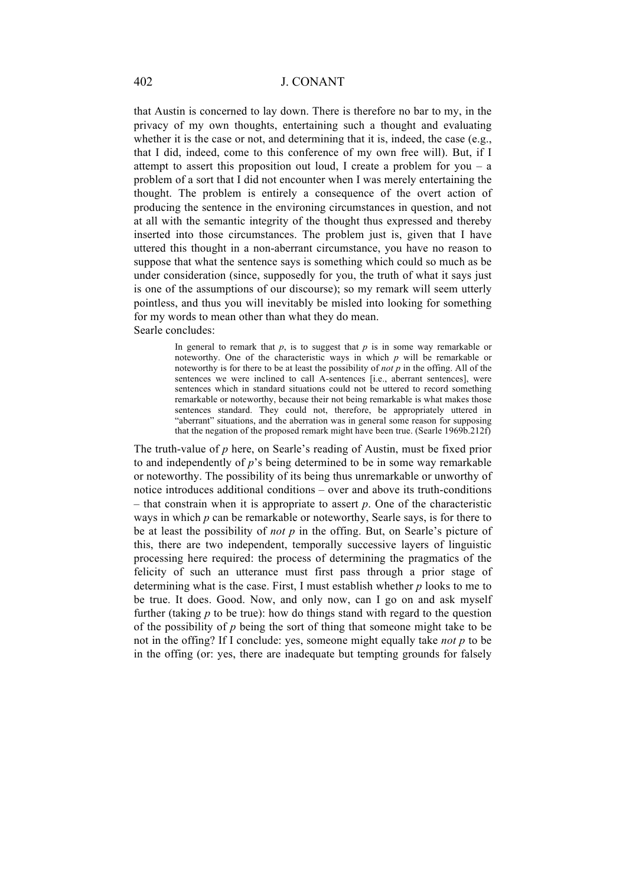that Austin is concerned to lay down. There is therefore no bar to my, in the privacy of my own thoughts, entertaining such a thought and evaluating whether it is the case or not, and determining that it is, indeed, the case (e.g., that I did, indeed, come to this conference of my own free will). But, if I attempt to assert this proposition out loud, I create a problem for you – a problem of a sort that I did not encounter when I was merely entertaining the thought. The problem is entirely a consequence of the overt action of producing the sentence in the environing circumstances in question, and not at all with the semantic integrity of the thought thus expressed and thereby inserted into those circumstances. The problem just is, given that I have uttered this thought in a non-aberrant circumstance, you have no reason to suppose that what the sentence says is something which could so much as be under consideration (since, supposedly for you, the truth of what it says just is one of the assumptions of our discourse); so my remark will seem utterly pointless, and thus you will inevitably be misled into looking for something for my words to mean other than what they do mean.

Searle concludes:

> In general to remark that *p*, is to suggest that *p* is in some way remarkable or noteworthy. One of the characteristic ways in which *p* will be remarkable or noteworthy is for there to be at least the possibility of *not p* in the offing. All of the sentences we were inclined to call A-sentences [i.e., aberrant sentences], were sentences which in standard situations could not be uttered to record something remarkable or noteworthy, because their not being remarkable is what makes those sentences standard. They could not, therefore, be appropriately uttered in "aberrant" situations, and the aberration was in general some reason for supposing that the negation of the proposed remark might have been true. (Searle 1969b.212f)

The truth-value of *p* here, on Searle's reading of Austin, must be fixed prior to and independently of *p*'s being determined to be in some way remarkable or noteworthy. The possibility of its being thus unremarkable or unworthy of notice introduces additional conditions – over and above its truth-conditions – that constrain when it is appropriate to assert *p*. One of the characteristic ways in which *p* can be remarkable or noteworthy, Searle says, is for there to be at least the possibility of *not p* in the offing. But, on Searle's picture of this, there are two independent, temporally successive layers of linguistic processing here required: the process of determining the pragmatics of the felicity of such an utterance must first pass through a prior stage of determining what is the case. First, I must establish whether *p* looks to me to be true. It does. Good. Now, and only now, can I go on and ask myself further (taking *p* to be true): how do things stand with regard to the question of the possibility of *p* being the sort of thing that someone might take to be not in the offing? If I conclude: yes, someone might equally take *not p* to be in the offing (or: yes, there are inadequate but tempting grounds for falsely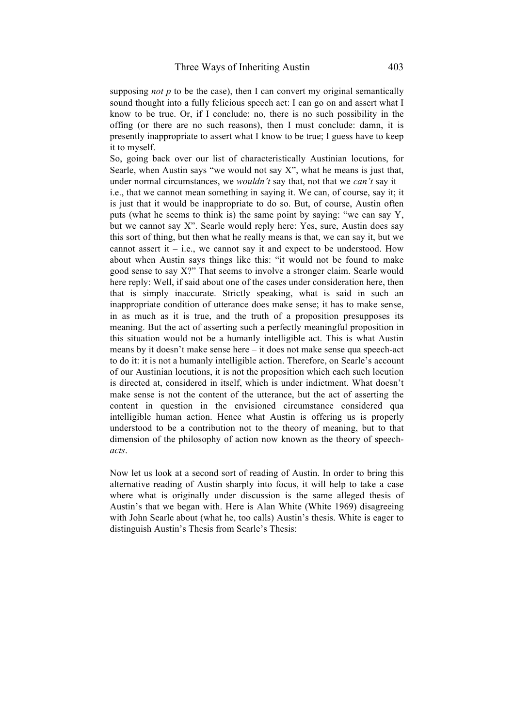supposing *not p* to be the case), then I can convert my original semantically sound thought into a fully felicious speech act: I can go on and assert what I know to be true. Or, if I conclude: no, there is no such possibility in the offing (or there are no such reasons), then I must conclude: damn, it is presently inappropriate to assert what I know to be true; I guess have to keep it to myself.

So, going back over our list of characteristically Austinian locutions, for Searle, when Austin says "we would not say X", what he means is just that, under normal circumstances, we *wouldn't* say that, not that we *can't* say it – i.e., that we cannot mean something in saying it. We can, of course, say it; it is just that it would be inappropriate to do so. But, of course, Austin often puts (what he seems to think is) the same point by saying: "we can say Y, but we cannot say X". Searle would reply here: Yes, sure, Austin does say this sort of thing, but then what he really means is that, we can say it, but we cannot assert it – i.e., we cannot say it and expect to be understood. How about when Austin says things like this: "it would not be found to make good sense to say X?" That seems to involve a stronger claim. Searle would here reply: Well, if said about one of the cases under consideration here, then that is simply inaccurate. Strictly speaking, what is said in such an inappropriate condition of utterance does make sense; it has to make sense, in as much as it is true, and the truth of a proposition presupposes its meaning. But the act of asserting such a perfectly meaningful proposition in this situation would not be a humanly intelligible act. This is what Austin means by it doesn't make sense here – it does not make sense qua speech-act to do it: it is not a humanly intelligible action. Therefore, on Searle's account of our Austinian locutions, it is not the proposition which each such locution is directed at, considered in itself, which is under indictment. What doesn't make sense is not the content of the utterance, but the act of asserting the content in question in the envisioned circumstance considered qua intelligible human action. Hence what Austin is offering us is properly understood to be a contribution not to the theory of meaning, but to that dimension of the philosophy of action now known as the theory of speech-*acts*.

Now let us look at a second sort of reading of Austin. In order to bring this alternative reading of Austin sharply into focus, it will help to take a case where what is originally under discussion is the same alleged thesis of Austin's that we began with. Here is Alan White (White 1969) disagreeing with John Searle about (what he, too calls) Austin's thesis. White is eager to distinguish Austin's Thesis from Searle's Thesis: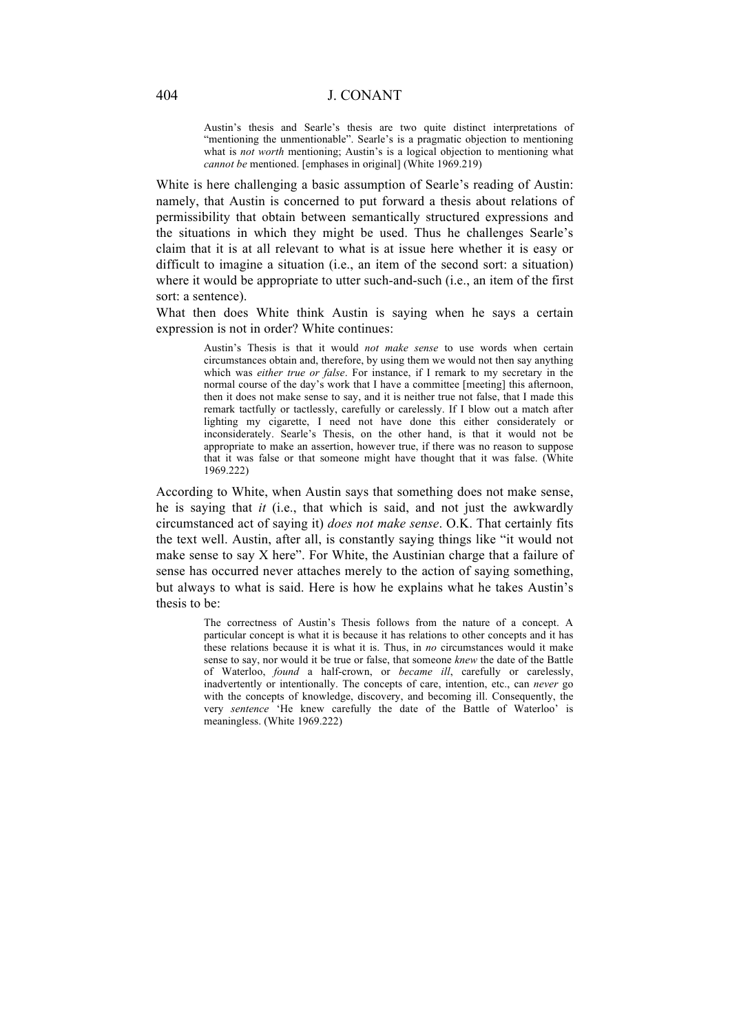> Austin's thesis and Searle's thesis are two quite distinct interpretations of "mentioning the unmentionable". Searle's is a pragmatic objection to mentioning what is *not worth* mentioning; Austin's is a logical objection to mentioning what *cannot be* mentioned. [emphases in original] (White 1969.219)

White is here challenging a basic assumption of Searle's reading of Austin: namely, that Austin is concerned to put forward a thesis about relations of permissibility that obtain between semantically structured expressions and the situations in which they might be used. Thus he challenges Searle's claim that it is at all relevant to what is at issue here whether it is easy or difficult to imagine a situation (i.e., an item of the second sort: a situation) where it would be appropriate to utter such-and-such (i.e., an item of the first sort: a sentence).

What then does White think Austin is saying when he says a certain expression is not in order? White continues:

> Austin's Thesis is that it would *not make sense* to use words when certain circumstances obtain and, therefore, by using them we would not then say anything which was *either true or false*. For instance, if I remark to my secretary in the normal course of the day's work that I have a committee [meeting] this afternoon, then it does not make sense to say, and it is neither true not false, that I made this remark tactfully or tactlessly, carefully or carelessly. If I blow out a match after lighting my cigarette, I need not have done this either considerately or inconsiderately. Searle's Thesis, on the other hand, is that it would not be appropriate to make an assertion, however true, if there was no reason to suppose that it was false or that someone might have thought that it was false. (White 1969.222)

According to White, when Austin says that something does not make sense, he is saying that *it* (i.e., that which is said, and not just the awkwardly circumstanced act of saying it) *does not make sense*. O.K. That certainly fits the text well. Austin, after all, is constantly saying things like "it would not make sense to say X here". For White, the Austinian charge that a failure of sense has occurred never attaches merely to the action of saying something, but always to what is said. Here is how he explains what he takes Austin's thesis to be:

> The correctness of Austin's Thesis follows from the nature of a concept. A particular concept is what it is because it has relations to other concepts and it has these relations because it is what it is. Thus, in *no* circumstances would it make sense to say, nor would it be true or false, that someone *knew* the date of the Battle of Waterloo, *found* a half-crown, or *became ill*, carefully or carelessly, inadvertently or intentionally. The concepts of care, intention, etc., can *never* go with the concepts of knowledge, discovery, and becoming ill. Consequently, the very *sentence* 'He knew carefully the date of the Battle of Waterloo' is meaningless. (White 1969.222)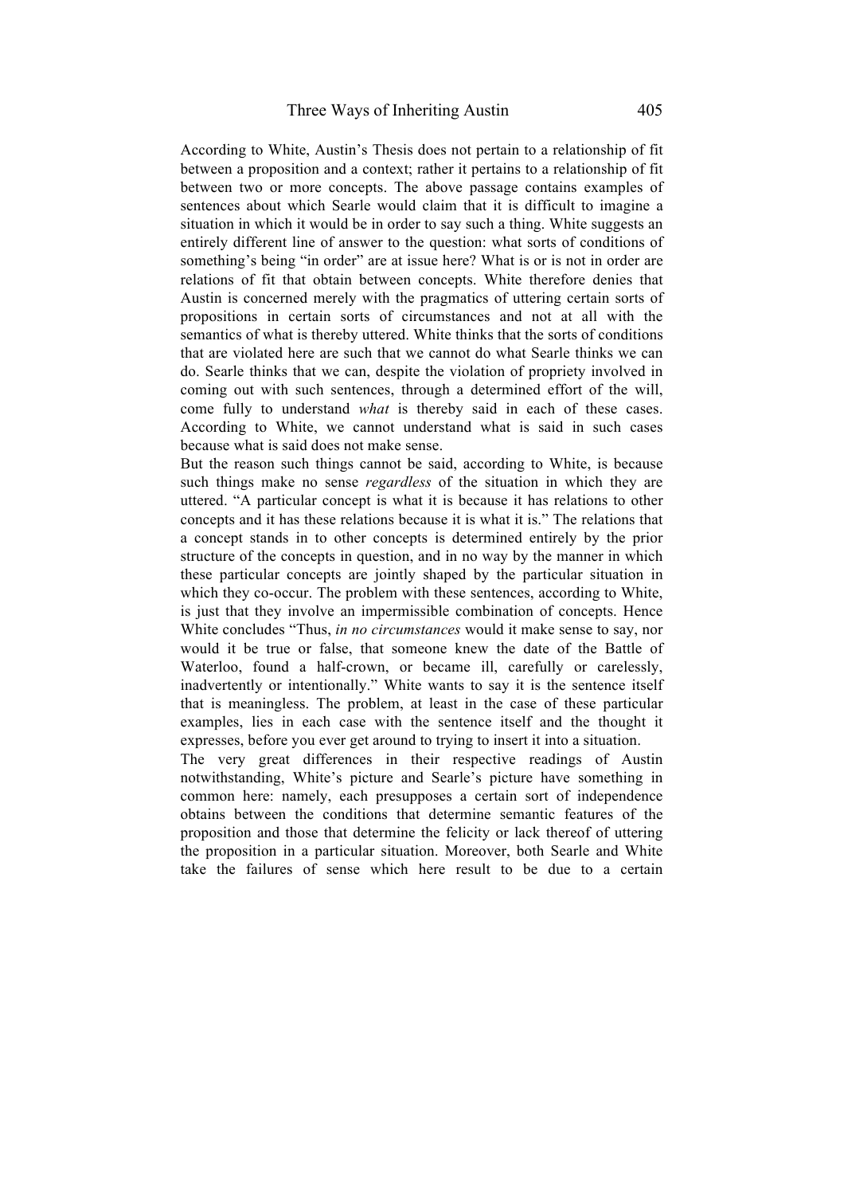According to White, Austin's Thesis does not pertain to a relationship of fit between a proposition and a context; rather it pertains to a relationship of fit between two or more concepts. The above passage contains examples of sentences about which Searle would claim that it is difficult to imagine a situation in which it would be in order to say such a thing. White suggests an entirely different line of answer to the question: what sorts of conditions of something's being "in order" are at issue here? What is or is not in order are relations of fit that obtain between concepts. White therefore denies that Austin is concerned merely with the pragmatics of uttering certain sorts of propositions in certain sorts of circumstances and not at all with the semantics of what is thereby uttered. White thinks that the sorts of conditions that are violated here are such that we cannot do what Searle thinks we can do. Searle thinks that we can, despite the violation of propriety involved in coming out with such sentences, through a determined effort of the will, come fully to understand *what* is thereby said in each of these cases. According to White, we cannot understand what is said in such cases because what is said does not make sense.

But the reason such things cannot be said, according to White, is because such things make no sense *regardless* of the situation in which they are uttered. "A particular concept is what it is because it has relations to other concepts and it has these relations because it is what it is." The relations that a concept stands in to other concepts is determined entirely by the prior structure of the concepts in question, and in no way by the manner in which these particular concepts are jointly shaped by the particular situation in which they co-occur. The problem with these sentences, according to White, is just that they involve an impermissible combination of concepts. Hence White concludes "Thus, *in no circumstances* would it make sense to say, nor would it be true or false, that someone knew the date of the Battle of Waterloo, found a half-crown, or became ill, carefully or carelessly, inadvertently or intentionally." White wants to say it is the sentence itself that is meaningless. The problem, at least in the case of these particular examples, lies in each case with the sentence itself and the thought it expresses, before you ever get around to trying to insert it into a situation.

The very great differences in their respective readings of Austin notwithstanding, White's picture and Searle's picture have something in common here: namely, each presupposes a certain sort of independence obtains between the conditions that determine semantic features of the proposition and those that determine the felicity or lack thereof of uttering the proposition in a particular situation. Moreover, both Searle and White take the failures of sense which here result to be due to a certain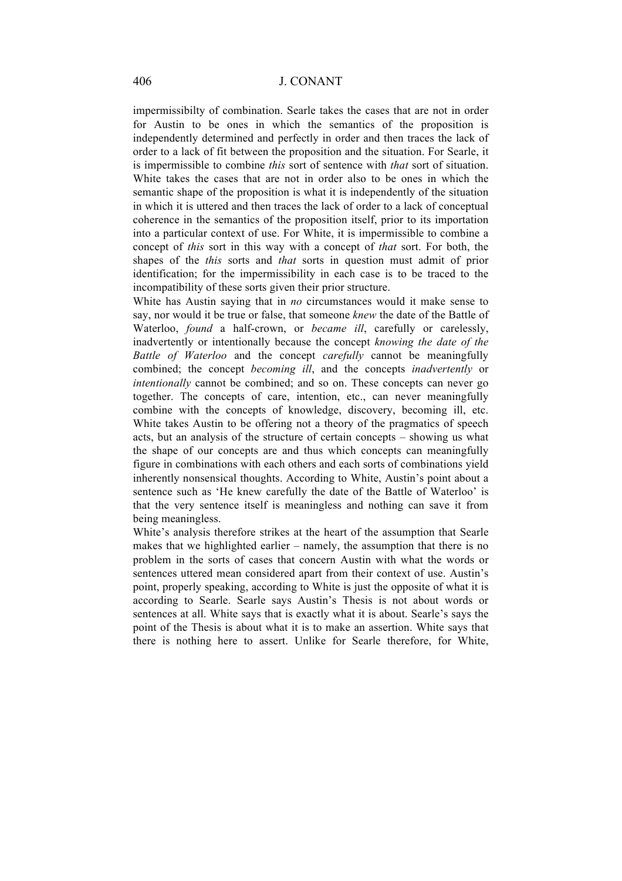impermissibilty of combination. Searle takes the cases that are not in order for Austin to be ones in which the semantics of the proposition is independently determined and perfectly in order and then traces the lack of order to a lack of fit between the proposition and the situation. For Searle, it is impermissible to combine *this* sort of sentence with *that* sort of situation. White takes the cases that are not in order also to be ones in which the semantic shape of the proposition is what it is independently of the situation in which it is uttered and then traces the lack of order to a lack of conceptual coherence in the semantics of the proposition itself, prior to its importation into a particular context of use. For White, it is impermissible to combine a concept of *this* sort in this way with a concept of *that* sort. For both, the shapes of the *this* sorts and *that* sorts in question must admit of prior identification; for the impermissibility in each case is to be traced to the incompatibility of these sorts given their prior structure.

White has Austin saying that in *no* circumstances would it make sense to say, nor would it be true or false, that someone *knew* the date of the Battle of Waterloo, *found* a half-crown, or *became ill*, carefully or carelessly, inadvertently or intentionally because the concept *knowing the date of the Battle of Waterloo* and the concept *carefully* cannot be meaningfully combined; the concept *becoming ill*, and the concepts *inadvertently* or *intentionally* cannot be combined; and so on. These concepts can never go together. The concepts of care, intention, etc., can never meaningfully combine with the concepts of knowledge, discovery, becoming ill, etc. White takes Austin to be offering not a theory of the pragmatics of speech acts, but an analysis of the structure of certain concepts – showing us what the shape of our concepts are and thus which concepts can meaningfully figure in combinations with each others and each sorts of combinations yield inherently nonsensical thoughts. According to White, Austin's point about a sentence such as 'He knew carefully the date of the Battle of Waterloo' is that the very sentence itself is meaningless and nothing can save it from being meaningless.

White's analysis therefore strikes at the heart of the assumption that Searle makes that we highlighted earlier – namely, the assumption that there is no problem in the sorts of cases that concern Austin with what the words or sentences uttered mean considered apart from their context of use. Austin's point, properly speaking, according to White is just the opposite of what it is according to Searle. Searle says Austin's Thesis is not about words or sentences at all. White says that is exactly what it is about. Searle's says the point of the Thesis is about what it is to make an assertion. White says that there is nothing here to assert. Unlike for Searle therefore, for White,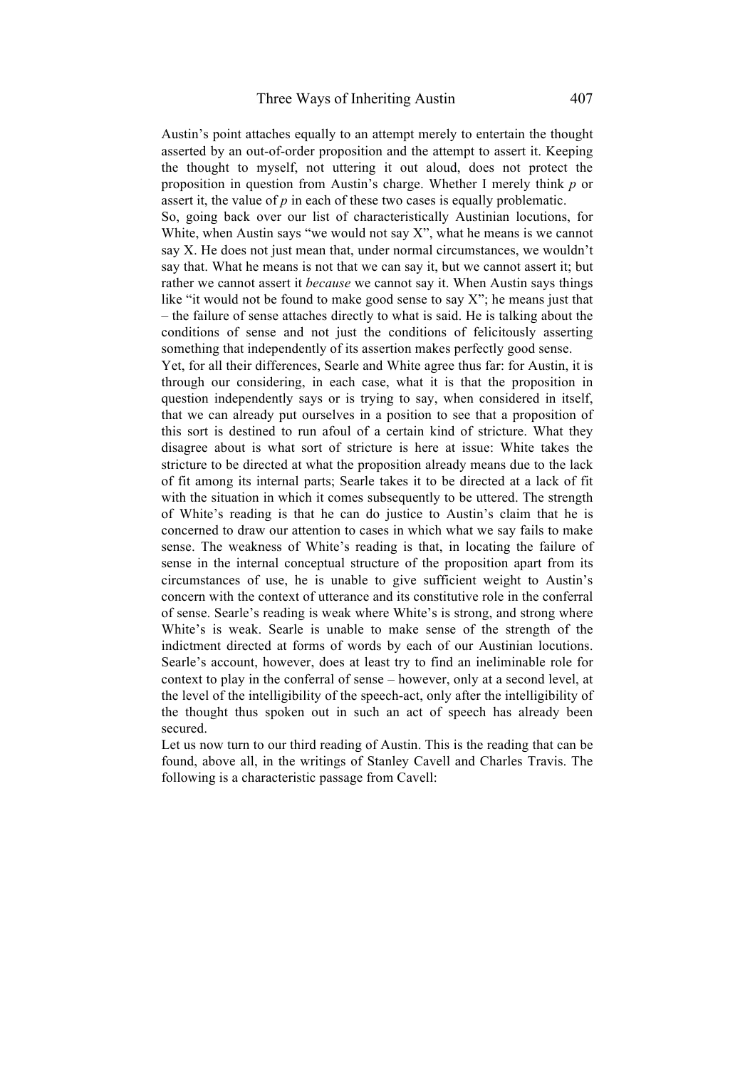Austin's point attaches equally to an attempt merely to entertain the thought asserted by an out-of-order proposition and the attempt to assert it. Keeping the thought to myself, not uttering it out aloud, does not protect the proposition in question from Austin's charge. Whether I merely think *p* or assert it, the value of *p* in each of these two cases is equally problematic.

So, going back over our list of characteristically Austinian locutions, for White, when Austin says "we would not say X", what he means is we cannot say X. He does not just mean that, under normal circumstances, we wouldn't say that. What he means is not that we can say it, but we cannot assert it; but rather we cannot assert it *because* we cannot say it. When Austin says things like "it would not be found to make good sense to say X"; he means just that – the failure of sense attaches directly to what is said. He is talking about the conditions of sense and not just the conditions of felicitously asserting something that independently of its assertion makes perfectly good sense.

Yet, for all their differences, Searle and White agree thus far: for Austin, it is through our considering, in each case, what it is that the proposition in question independently says or is trying to say, when considered in itself, that we can already put ourselves in a position to see that a proposition of this sort is destined to run afoul of a certain kind of stricture. What they disagree about is what sort of stricture is here at issue: White takes the stricture to be directed at what the proposition already means due to the lack of fit among its internal parts; Searle takes it to be directed at a lack of fit with the situation in which it comes subsequently to be uttered. The strength of White's reading is that he can do justice to Austin's claim that he is concerned to draw our attention to cases in which what we say fails to make sense. The weakness of White's reading is that, in locating the failure of sense in the internal conceptual structure of the proposition apart from its circumstances of use, he is unable to give sufficient weight to Austin's concern with the context of utterance and its constitutive role in the conferral of sense. Searle's reading is weak where White's is strong, and strong where White's is weak. Searle is unable to make sense of the strength of the indictment directed at forms of words by each of our Austinian locutions. Searle's account, however, does at least try to find an ineliminable role for context to play in the conferral of sense – however, only at a second level, at the level of the intelligibility of the speech-act, only after the intelligibility of the thought thus spoken out in such an act of speech has already been secured.

Let us now turn to our third reading of Austin. This is the reading that can be found, above all, in the writings of Stanley Cavell and Charles Travis. The following is a characteristic passage from Cavell: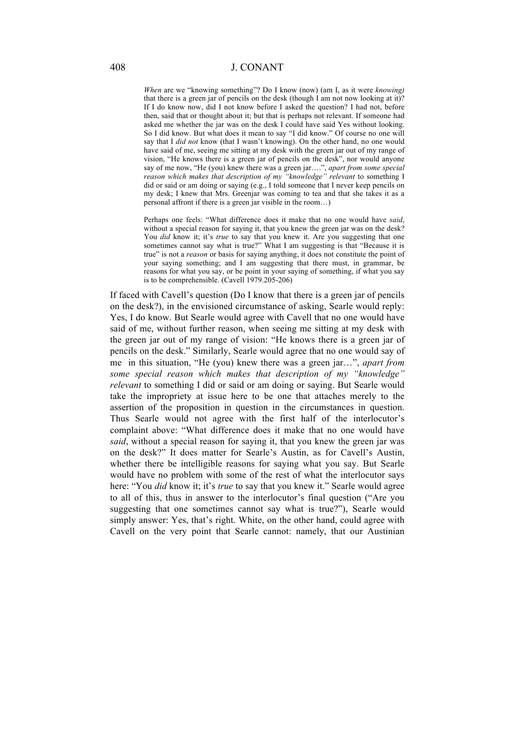> *When* are we "knowing something"? Do I know (now) (am I, as it were *knowing)* that there is a green jar of pencils on the desk (though I am not now looking at it)? If I do know now, did I not know before I asked the question? I had not, before then, said that or thought about it; but that is perhaps not relevant. If someone had asked me whether the jar was on the desk I could have said Yes without looking. So I did know. But what does it mean to say "I did know." Of course no one will say that I *did not* know (that I wasn't knowing). On the other hand, no one would have said of me, seeing me sitting at my desk with the green jar out of my range of vision, "He knows there is a green jar of pencils on the desk", nor would anyone say of me now, "He (you) knew there was a green jar….", *apart from some special reason which makes that description of my "knowledge" relevant* to something I did or said or am doing or saying (e.g., I told someone that I never keep pencils on my desk; I knew that Mrs. Greenjar was coming to tea and that she takes it as a personal affront if there is a green jar visible in the room…)
>
> Perhaps one feels: "What difference does it make that no one would have *said*, without a special reason for saying it, that you knew the green jar was on the desk? You *did* know it; it's *true* to say that you knew it. Are you suggesting that one sometimes cannot say what is true?" What I am suggesting is that "Because it is true" is not a *reason* or basis for saying anything, it does not constitute the point of your saying something; and I am suggesting that there must, in grammar, be reasons for what you say, or be point in your saying of something, if what you say is to be comprehensible. (Cavell 1979.205-206)

If faced with Cavell's question (Do I know that there is a green jar of pencils on the desk?), in the envisioned circumstance of asking, Searle would reply: Yes, I do know. But Searle would agree with Cavell that no one would have said of me, without further reason, when seeing me sitting at my desk with the green jar out of my range of vision: "He knows there is a green jar of pencils on the desk." Similarly, Searle would agree that no one would say of me in this situation, "He (you) knew there was a green jar…", *apart from some special reason which makes that description of my "knowledge" relevant* to something I did or said or am doing or saying. But Searle would take the impropriety at issue here to be one that attaches merely to the assertion of the proposition in question in the circumstances in question. Thus Searle would not agree with the first half of the interlocutor's complaint above: "What difference does it make that no one would have *said*, without a special reason for saying it, that you knew the green jar was on the desk?" It does matter for Searle's Austin, as for Cavell's Austin, whether there be intelligible reasons for saying what you say. But Searle would have no problem with some of the rest of what the interlocutor says here: "You *did* know it; it's *true* to say that you knew it." Searle would agree to all of this, thus in answer to the interlocutor's final question ("Are you suggesting that one sometimes cannot say what is true?"), Searle would simply answer: Yes, that's right. White, on the other hand, could agree with Cavell on the very point that Searle cannot: namely, that our Austinian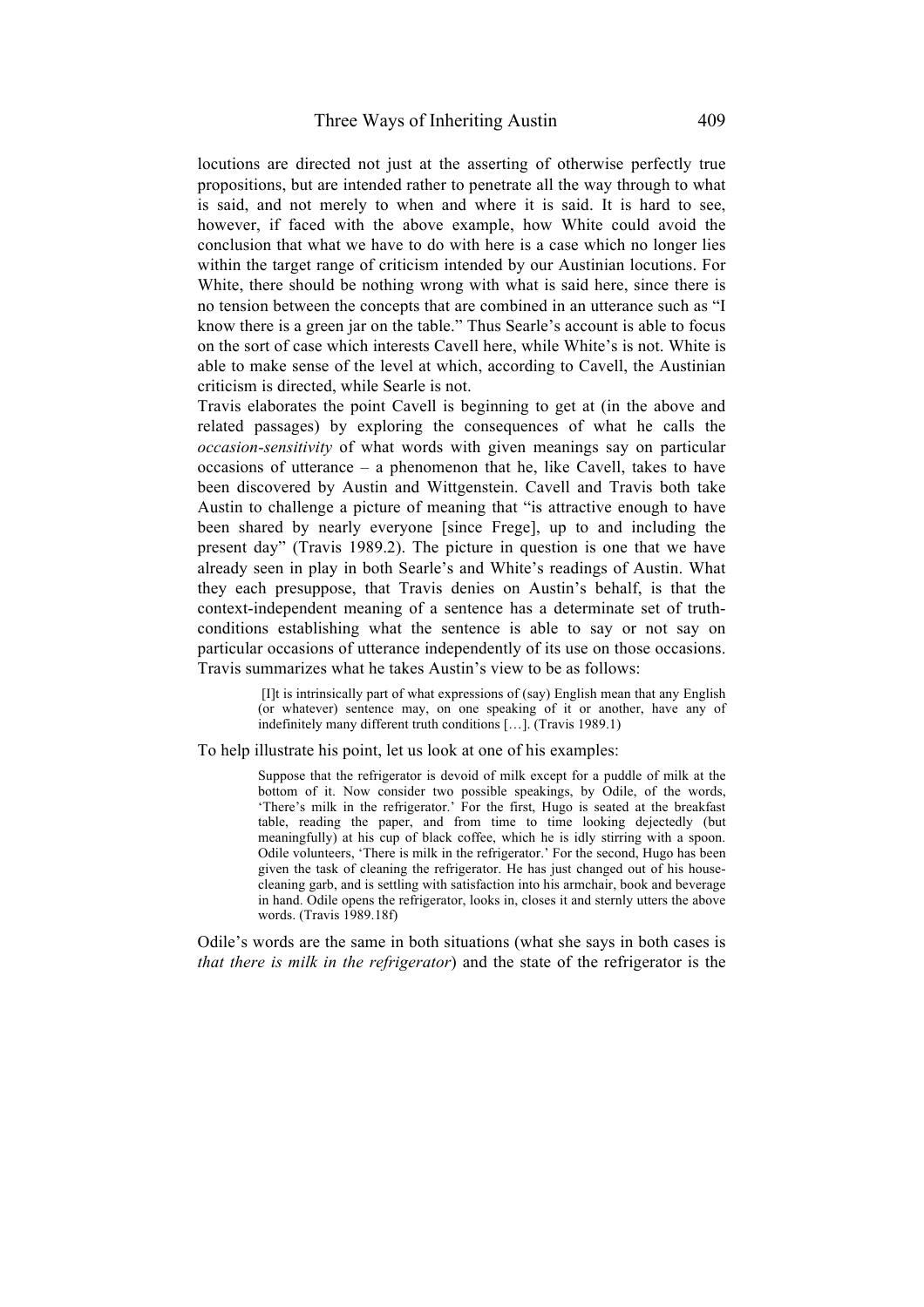locutions are directed not just at the asserting of otherwise perfectly true propositions, but are intended rather to penetrate all the way through to what is said, and not merely to when and where it is said. It is hard to see, however, if faced with the above example, how White could avoid the conclusion that what we have to do with here is a case which no longer lies within the target range of criticism intended by our Austinian locutions. For White, there should be nothing wrong with what is said here, since there is no tension between the concepts that are combined in an utterance such as "I know there is a green jar on the table." Thus Searle's account is able to focus on the sort of case which interests Cavell here, while White's is not. White is able to make sense of the level at which, according to Cavell, the Austinian criticism is directed, while Searle is not.

Travis elaborates the point Cavell is beginning to get at (in the above and related passages) by exploring the consequences of what he calls the *occasion-sensitivity* of what words with given meanings say on particular occasions of utterance – a phenomenon that he, like Cavell, takes to have been discovered by Austin and Wittgenstein. Cavell and Travis both take Austin to challenge a picture of meaning that "is attractive enough to have been shared by nearly everyone [since Frege], up to and including the present day" (Travis 1989.2). The picture in question is one that we have already seen in play in both Searle's and White's readings of Austin. What they each presuppose, that Travis denies on Austin's behalf, is that the context-independent meaning of a sentence has a determinate set of truth-conditions establishing what the sentence is able to say or not say on particular occasions of utterance independently of its use on those occasions. Travis summarizes what he takes Austin's view to be as follows:

> [I]t is intrinsically part of what expressions of (say) English mean that any English (or whatever) sentence may, on one speaking of it or another, have any of indefinitely many different truth conditions […]. (Travis 1989.1)

To help illustrate his point, let us look at one of his examples:

> Suppose that the refrigerator is devoid of milk except for a puddle of milk at the bottom of it. Now consider two possible speakings, by Odile, of the words, 'There's milk in the refrigerator.' For the first, Hugo is seated at the breakfast table, reading the paper, and from time to time looking dejectedly (but meaningfully) at his cup of black coffee, which he is idly stirring with a spoon. Odile volunteers, 'There is milk in the refrigerator.' For the second, Hugo has been given the task of cleaning the refrigerator. He has just changed out of his house-cleaning garb, and is settling with satisfaction into his armchair, book and beverage in hand. Odile opens the refrigerator, looks in, closes it and sternly utters the above words. (Travis 1989.18f)

Odile's words are the same in both situations (what she says in both cases is *that there is milk in the refrigerator*) and the state of the refrigerator is the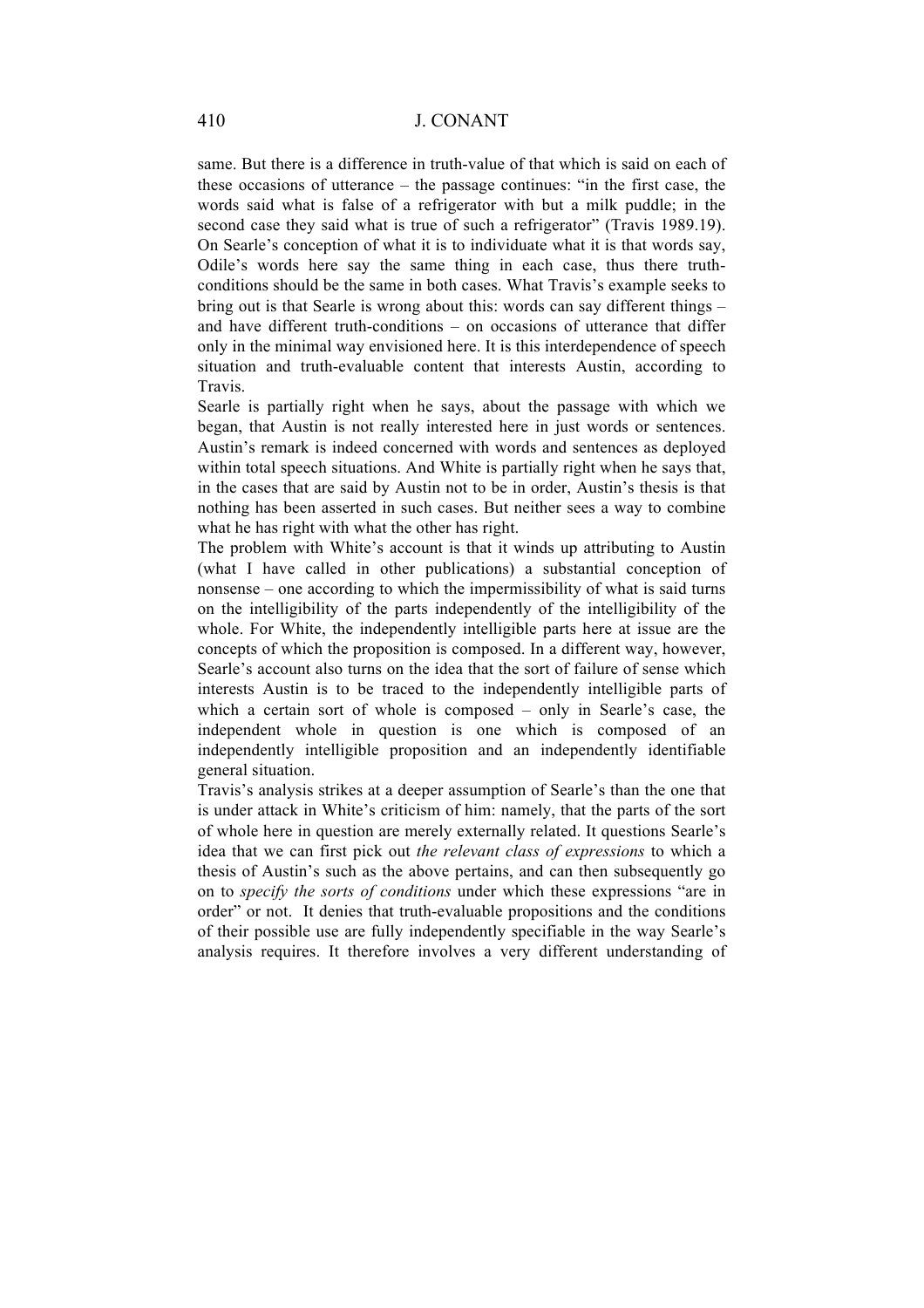same. But there is a difference in truth-value of that which is said on each of these occasions of utterance – the passage continues: "in the first case, the words said what is false of a refrigerator with but a milk puddle; in the second case they said what is true of such a refrigerator" (Travis 1989.19). On Searle's conception of what it is to individuate what it is that words say, Odile's words here say the same thing in each case, thus there truth-conditions should be the same in both cases. What Travis's example seeks to bring out is that Searle is wrong about this: words can say different things – and have different truth-conditions – on occasions of utterance that differ only in the minimal way envisioned here. It is this interdependence of speech situation and truth-evaluable content that interests Austin, according to Travis.

Searle is partially right when he says, about the passage with which we began, that Austin is not really interested here in just words or sentences. Austin's remark is indeed concerned with words and sentences as deployed within total speech situations. And White is partially right when he says that, in the cases that are said by Austin not to be in order, Austin's thesis is that nothing has been asserted in such cases. But neither sees a way to combine what he has right with what the other has right.

The problem with White's account is that it winds up attributing to Austin (what I have called in other publications) a substantial conception of nonsense – one according to which the impermissibility of what is said turns on the intelligibility of the parts independently of the intelligibility of the whole. For White, the independently intelligible parts here at issue are the concepts of which the proposition is composed. In a different way, however, Searle's account also turns on the idea that the sort of failure of sense which interests Austin is to be traced to the independently intelligible parts of which a certain sort of whole is composed – only in Searle's case, the independent whole in question is one which is composed of an independently intelligible proposition and an independently identifiable general situation.

Travis's analysis strikes at a deeper assumption of Searle's than the one that is under attack in White's criticism of him: namely, that the parts of the sort of whole here in question are merely externally related. It questions Searle's idea that we can first pick out *the relevant class of expressions* to which a thesis of Austin's such as the above pertains, and can then subsequently go on to *specify the sorts of conditions* under which these expressions "are in order" or not. It denies that truth-evaluable propositions and the conditions of their possible use are fully independently specifiable in the way Searle's analysis requires. It therefore involves a very different understanding of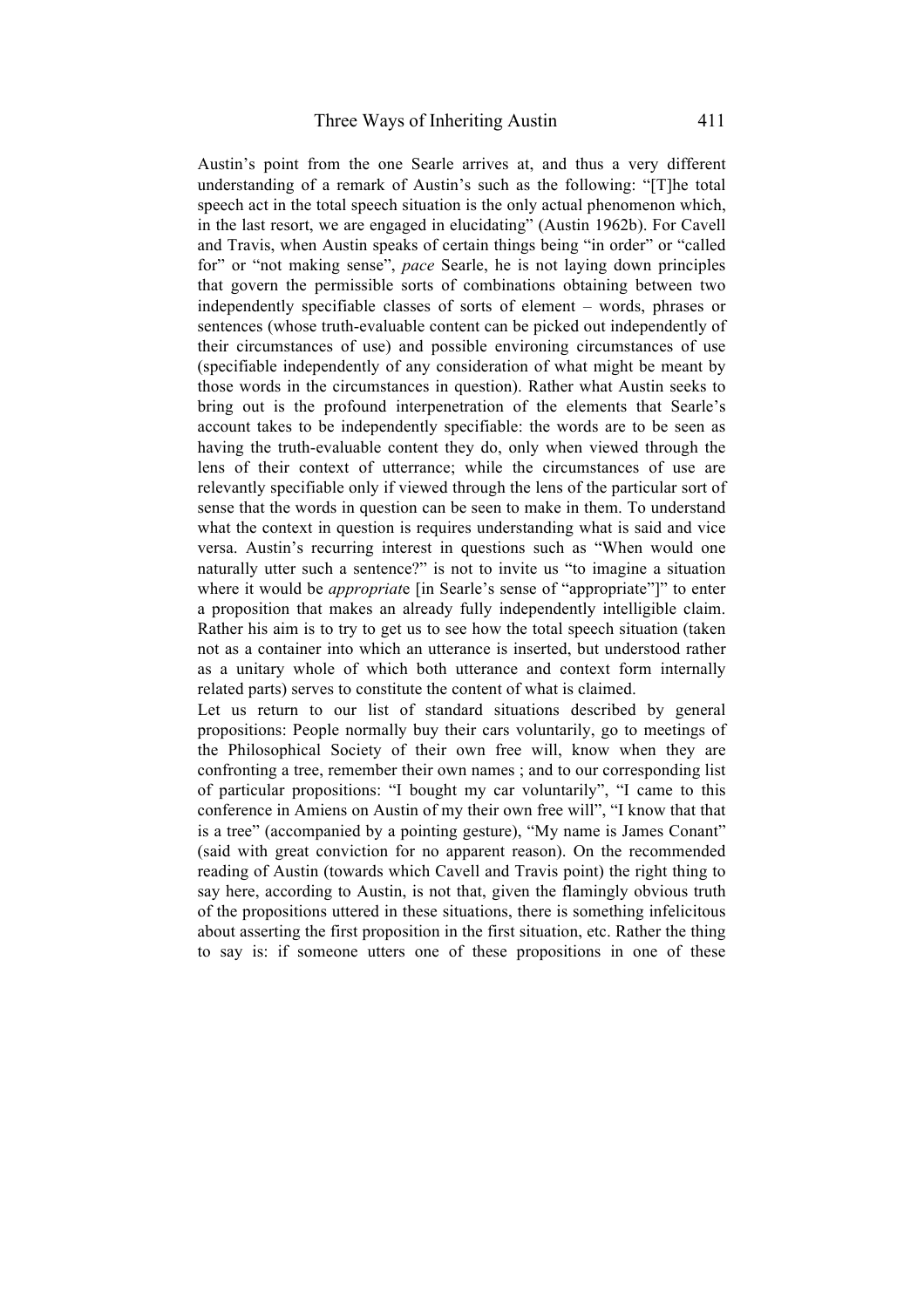Austin's point from the one Searle arrives at, and thus a very different understanding of a remark of Austin's such as the following: "[T]he total speech act in the total speech situation is the only actual phenomenon which, in the last resort, we are engaged in elucidating" (Austin 1962b). For Cavell and Travis, when Austin speaks of certain things being "in order" or "called for" or "not making sense", *pace* Searle, he is not laying down principles that govern the permissible sorts of combinations obtaining between two independently specifiable classes of sorts of element – words, phrases or sentences (whose truth-evaluable content can be picked out independently of their circumstances of use) and possible environing circumstances of use (specifiable independently of any consideration of what might be meant by those words in the circumstances in question). Rather what Austin seeks to bring out is the profound interpenetration of the elements that Searle's account takes to be independently specifiable: the words are to be seen as having the truth-evaluable content they do, only when viewed through the lens of their context of utterance; while the circumstances of use are relevantly specifiable only if viewed through the lens of the particular sort of sense that the words in question can be seen to make in them. To understand what the context in question is requires understanding what is said and vice versa. Austin's recurring interest in questions such as "When would one naturally utter such a sentence?" is not to invite us "to imagine a situation where it would be *appropriat*e [in Searle's sense of "appropriate"]" to enter a proposition that makes an already fully independently intelligible claim. Rather his aim is to try to get us to see how the total speech situation (taken not as a container into which an utterance is inserted, but understood rather as a unitary whole of which both utterance and context form internally related parts) serves to constitute the content of what is claimed.

Let us return to our list of standard situations described by general propositions: People normally buy their cars voluntarily, go to meetings of the Philosophical Society of their own free will, know when they are confronting a tree, remember their own names ; and to our corresponding list of particular propositions: "I bought my car voluntarily", "I came to this conference in Amiens on Austin of my their own free will", "I know that that is a tree" (accompanied by a pointing gesture), "My name is James Conant" (said with great conviction for no apparent reason). On the recommended reading of Austin (towards which Cavell and Travis point) the right thing to say here, according to Austin, is not that, given the flamingly obvious truth of the propositions uttered in these situations, there is something infelicitous about asserting the first proposition in the first situation, etc. Rather the thing to say is: if someone utters one of these propositions in one of these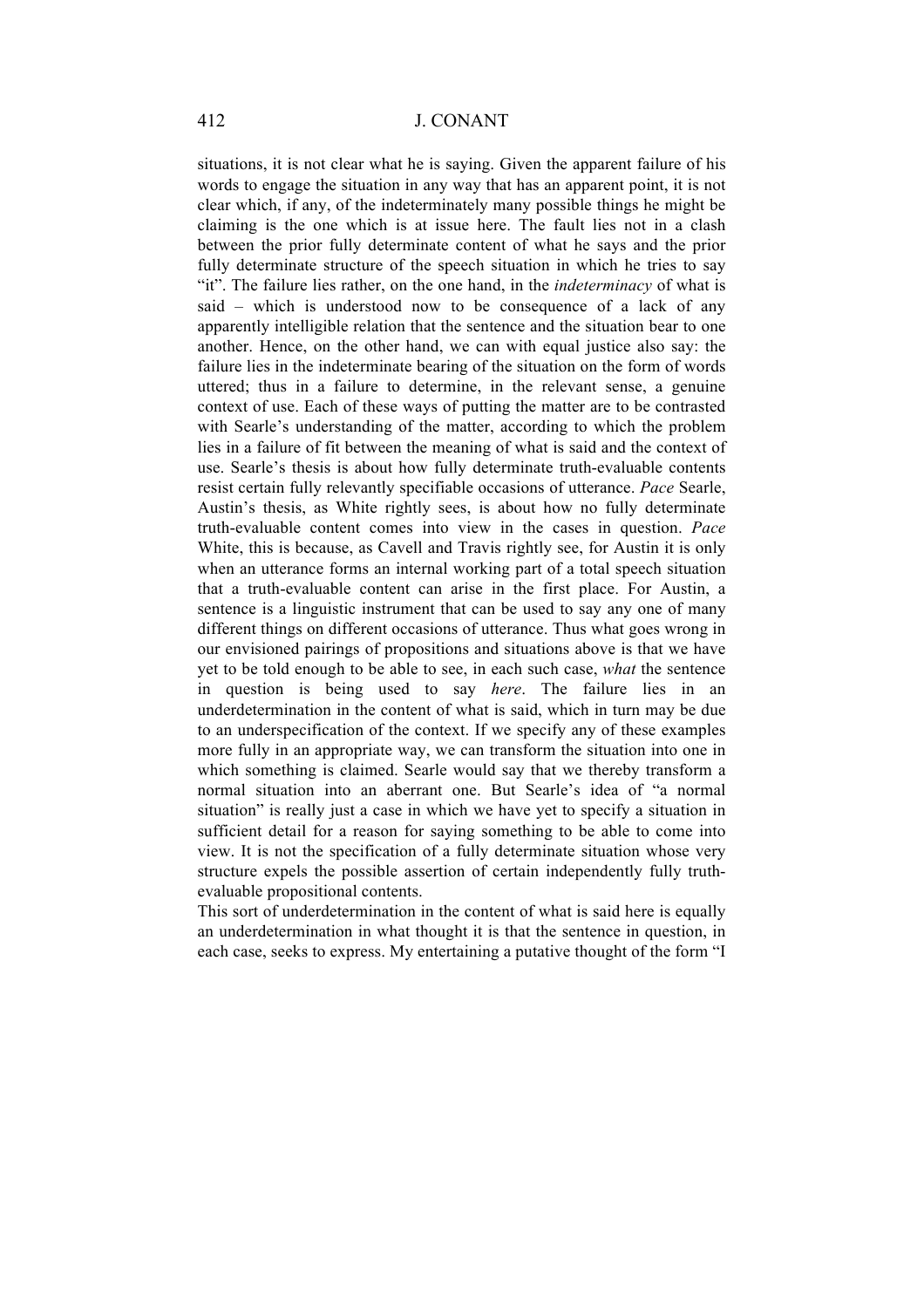situations, it is not clear what he is saying. Given the apparent failure of his words to engage the situation in any way that has an apparent point, it is not clear which, if any, of the indeterminately many possible things he might be claiming is the one which is at issue here. The fault lies not in a clash between the prior fully determinate content of what he says and the prior fully determinate structure of the speech situation in which he tries to say "it". The failure lies rather, on the one hand, in the *indeterminacy* of what is said – which is understood now to be consequence of a lack of any apparently intelligible relation that the sentence and the situation bear to one another. Hence, on the other hand, we can with equal justice also say: the failure lies in the indeterminate bearing of the situation on the form of words uttered; thus in a failure to determine, in the relevant sense, a genuine context of use. Each of these ways of putting the matter are to be contrasted with Searle's understanding of the matter, according to which the problem lies in a failure of fit between the meaning of what is said and the context of use. Searle's thesis is about how fully determinate truth-evaluable contents resist certain fully relevantly specifiable occasions of utterance. *Pace* Searle, Austin's thesis, as White rightly sees, is about how no fully determinate truth-evaluable content comes into view in the cases in question. *Pace* White, this is because, as Cavell and Travis rightly see, for Austin it is only when an utterance forms an internal working part of a total speech situation that a truth-evaluable content can arise in the first place. For Austin, a sentence is a linguistic instrument that can be used to say any one of many different things on different occasions of utterance. Thus what goes wrong in our envisioned pairings of propositions and situations above is that we have yet to be told enough to be able to see, in each such case, *what* the sentence in question is being used to say *here*. The failure lies in an underdetermination in the content of what is said, which in turn may be due to an underspecification of the context. If we specify any of these examples more fully in an appropriate way, we can transform the situation into one in which something is claimed. Searle would say that we thereby transform a normal situation into an aberrant one. But Searle's idea of "a normal situation" is really just a case in which we have yet to specify a situation in sufficient detail for a reason for saying something to be able to come into view. It is not the specification of a fully determinate situation whose very structure expels the possible assertion of certain independently fully truth-evaluable propositional contents.

This sort of underdetermination in the content of what is said here is equally an underdetermination in what thought it is that the sentence in question, in each case, seeks to express. My entertaining a putative thought of the form "I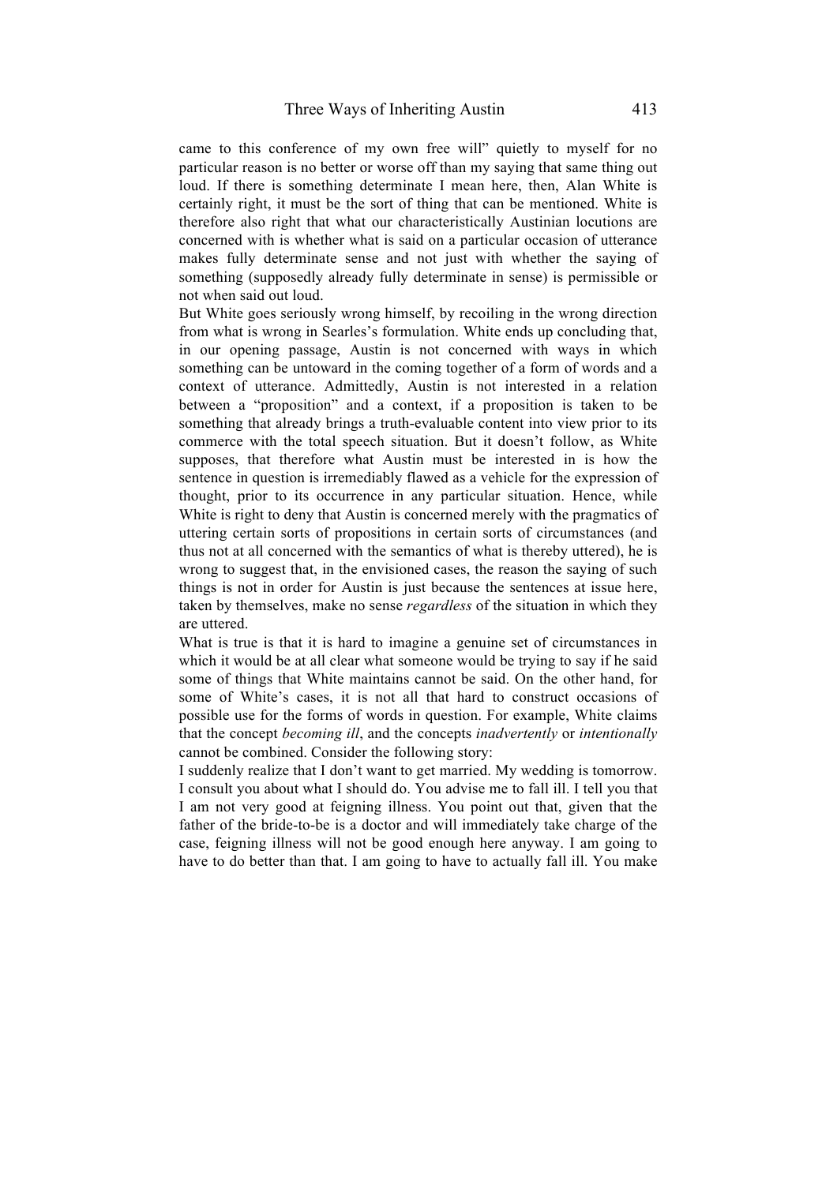came to this conference of my own free will" quietly to myself for no particular reason is no better or worse off than my saying that same thing out loud. If there is something determinate I mean here, then, Alan White is certainly right, it must be the sort of thing that can be mentioned. White is therefore also right that what our characteristically Austinian locutions are concerned with is whether what is said on a particular occasion of utterance makes fully determinate sense and not just with whether the saying of something (supposedly already fully determinate in sense) is permissible or not when said out loud.

But White goes seriously wrong himself, by recoiling in the wrong direction from what is wrong in Searles's formulation. White ends up concluding that, in our opening passage, Austin is not concerned with ways in which something can be untoward in the coming together of a form of words and a context of utterance. Admittedly, Austin is not interested in a relation between a "proposition" and a context, if a proposition is taken to be something that already brings a truth-evaluable content into view prior to its commerce with the total speech situation. But it doesn't follow, as White supposes, that therefore what Austin must be interested in is how the sentence in question is irremediably flawed as a vehicle for the expression of thought, prior to its occurrence in any particular situation. Hence, while White is right to deny that Austin is concerned merely with the pragmatics of uttering certain sorts of propositions in certain sorts of circumstances (and thus not at all concerned with the semantics of what is thereby uttered), he is wrong to suggest that, in the envisioned cases, the reason the saying of such things is not in order for Austin is just because the sentences at issue here, taken by themselves, make no sense *regardless* of the situation in which they are uttered.

What is true is that it is hard to imagine a genuine set of circumstances in which it would be at all clear what someone would be trying to say if he said some of things that White maintains cannot be said. On the other hand, for some of White's cases, it is not all that hard to construct occasions of possible use for the forms of words in question. For example, White claims that the concept *becoming ill*, and the concepts *inadvertently* or *intentionally* cannot be combined. Consider the following story:

I suddenly realize that I don't want to get married. My wedding is tomorrow. I consult you about what I should do. You advise me to fall ill. I tell you that I am not very good at feigning illness. You point out that, given that the father of the bride-to-be is a doctor and will immediately take charge of the case, feigning illness will not be good enough here anyway. I am going to have to do better than that. I am going to have to actually fall ill. You make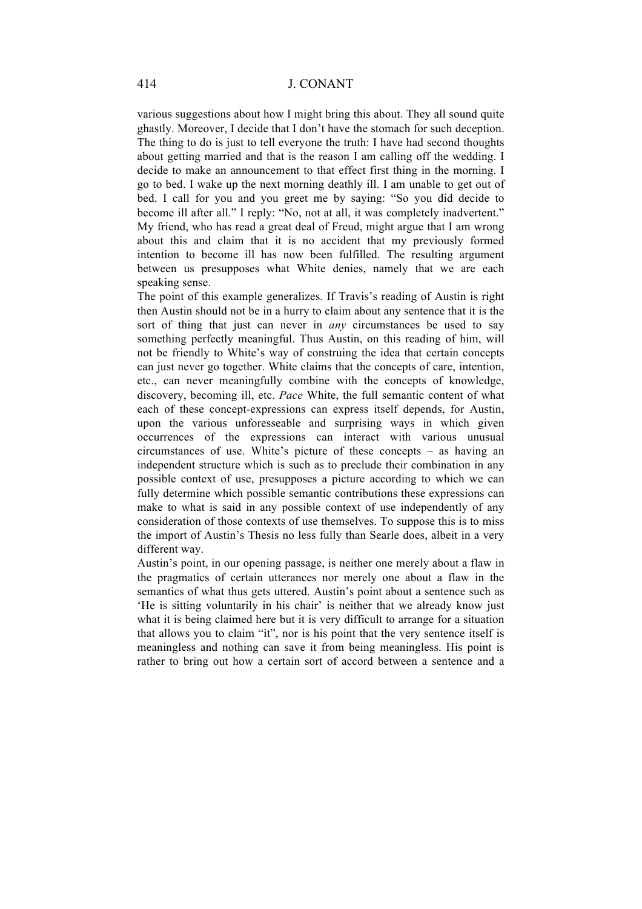various suggestions about how I might bring this about. They all sound quite ghastly. Moreover, I decide that I don't have the stomach for such deception. The thing to do is just to tell everyone the truth: I have had second thoughts about getting married and that is the reason I am calling off the wedding. I decide to make an announcement to that effect first thing in the morning. I go to bed. I wake up the next morning deathly ill. I am unable to get out of bed. I call for you and you greet me by saying: "So you did decide to become ill after all." I reply: "No, not at all, it was completely inadvertent." My friend, who has read a great deal of Freud, might argue that I am wrong about this and claim that it is no accident that my previously formed intention to become ill has now been fulfilled. The resulting argument between us presupposes what White denies, namely that we are each speaking sense.

The point of this example generalizes. If Travis's reading of Austin is right then Austin should not be in a hurry to claim about any sentence that it is the sort of thing that just can never in *any* circumstances be used to say something perfectly meaningful. Thus Austin, on this reading of him, will not be friendly to White's way of construing the idea that certain concepts can just never go together. White claims that the concepts of care, intention, etc., can never meaningfully combine with the concepts of knowledge, discovery, becoming ill, etc. *Pace* White, the full semantic content of what each of these concept-expressions can express itself depends, for Austin, upon the various unforesseable and surprising ways in which given occurrences of the expressions can interact with various unusual circumstances of use. White's picture of these concepts – as having an independent structure which is such as to preclude their combination in any possible context of use, presupposes a picture according to which we can fully determine which possible semantic contributions these expressions can make to what is said in any possible context of use independently of any consideration of those contexts of use themselves. To suppose this is to miss the import of Austin's Thesis no less fully than Searle does, albeit in a very different way.

Austin's point, in our opening passage, is neither one merely about a flaw in the pragmatics of certain utterances nor merely one about a flaw in the semantics of what thus gets uttered. Austin's point about a sentence such as 'He is sitting voluntarily in his chair' is neither that we already know just what it is being claimed here but it is very difficult to arrange for a situation that allows you to claim "it", nor is his point that the very sentence itself is meaningless and nothing can save it from being meaningless. His point is rather to bring out how a certain sort of accord between a sentence and a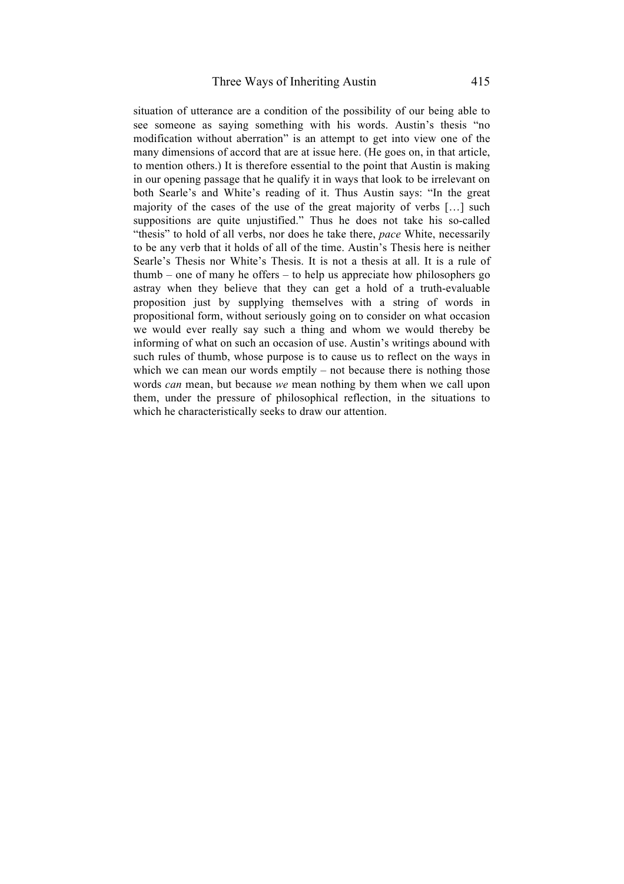situation of utterance are a condition of the possibility of our being able to see someone as saying something with his words. Austin's thesis "no modification without aberration" is an attempt to get into view one of the many dimensions of accord that are at issue here. (He goes on, in that article, to mention others.) It is therefore essential to the point that Austin is making in our opening passage that he qualify it in ways that look to be irrelevant on both Searle's and White's reading of it. Thus Austin says: "In the great majority of the cases of the use of the great majority of verbs […] such suppositions are quite unjustified." Thus he does not take his so-called "thesis" to hold of all verbs, nor does he take there, *pace* White, necessarily to be any verb that it holds of all of the time. Austin's Thesis here is neither Searle's Thesis nor White's Thesis. It is not a thesis at all. It is a rule of thumb – one of many he offers – to help us appreciate how philosophers go astray when they believe that they can get a hold of a truth-evaluable proposition just by supplying themselves with a string of words in propositional form, without seriously going on to consider on what occasion we would ever really say such a thing and whom we would thereby be informing of what on such an occasion of use. Austin's writings abound with such rules of thumb, whose purpose is to cause us to reflect on the ways in which we can mean our words emptily – not because there is nothing those words *can* mean, but because *we* mean nothing by them when we call upon them, under the pressure of philosophical reflection, in the situations to which he characteristically seeks to draw our attention.